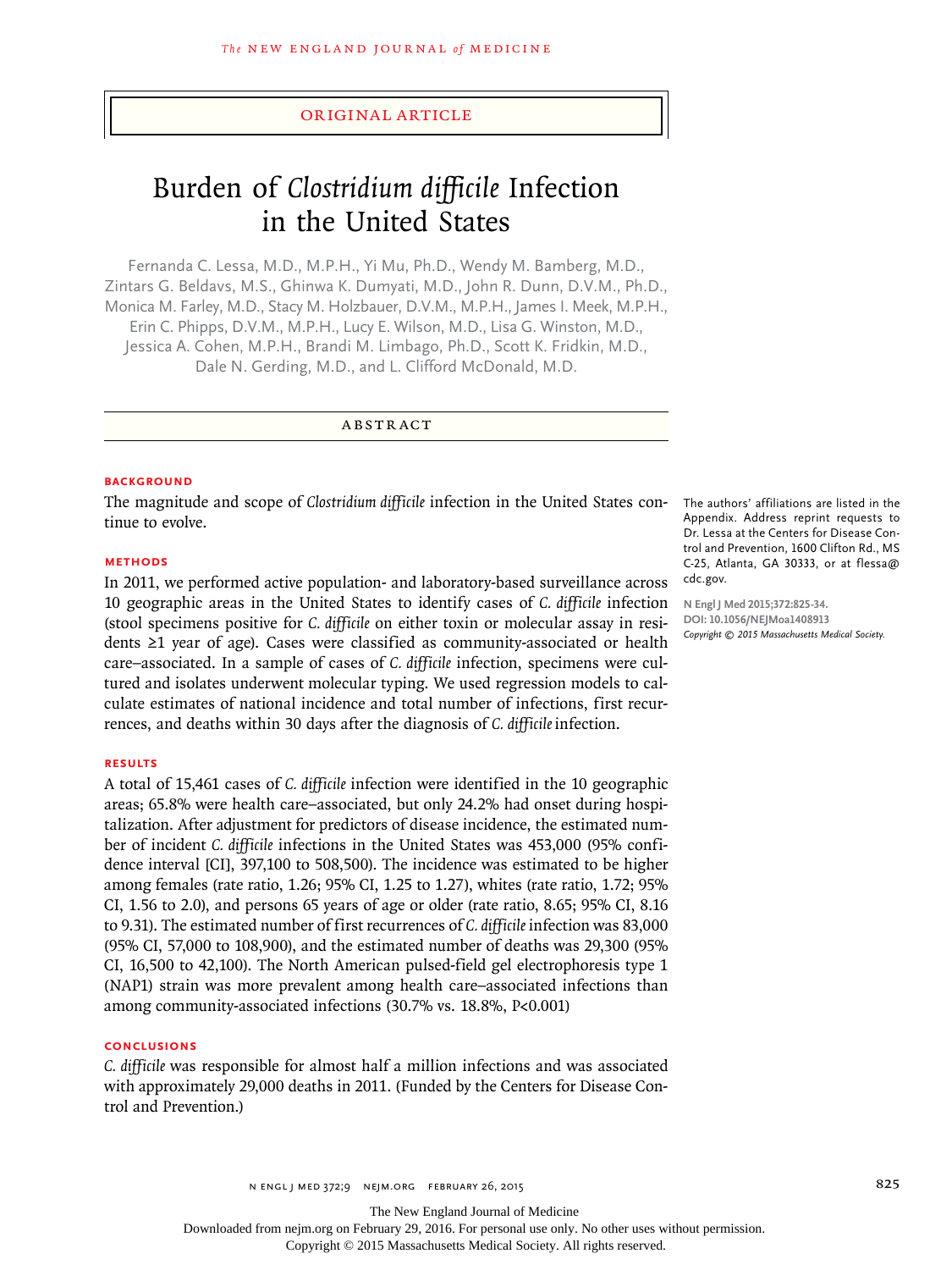Original Article

# Burden of *Clostridium difficile* Infection in the United States

Fernanda C. Lessa, M.D., M.P.H., Yi Mu, Ph.D., Wendy M. Bamberg, M.D., Zintars G. Beldavs, M.S., Ghinwa K. Dumyati, M.D., John R. Dunn, D.V.M., Ph.D., Monica M. Farley, M.D., Stacy M. Holzbauer, D.V.M., M.P.H., James I. Meek, M.P.H., Erin C. Phipps, D.V.M., M.P.H., Lucy E. Wilson, M.D., Lisa G. Winston, M.D., Jessica A. Cohen, M.P.H., Brandi M. Limbago, Ph.D., Scott K. Fridkin, M.D., Dale N. Gerding, M.D., and L. Clifford McDonald, M.D.

## Abstract

### Background

The magnitude and scope of *Clostridium difficile* infection in the United States continue to evolve.

### Methods

In 2011, we performed active population- and laboratory-based surveillance across 10 geographic areas in the United States to identify cases of *C. difficile* infection (stool specimens positive for *C. difficile* on either toxin or molecular assay in residents ≥1 year of age). Cases were classified as community-associated or health care–associated. In a sample of cases of *C. difficile* infection, specimens were cultured and isolates underwent molecular typing. We used regression models to calculate estimates of national incidence and total number of infections, first recurrences, and deaths within 30 days after the diagnosis of *C. difficile* infection.

### Results

A total of 15,461 cases of *C. difficile* infection were identified in the 10 geographic areas; 65.8% were health care–associated, but only 24.2% had onset during hospitalization. After adjustment for predictors of disease incidence, the estimated number of incident *C. difficile* infections in the United States was 453,000 (95% confidence interval [CI], 397,100 to 508,500). The incidence was estimated to be higher among females (rate ratio, 1.26; 95% CI, 1.25 to 1.27), whites (rate ratio, 1.72; 95% CI, 1.56 to 2.0), and persons 65 years of age or older (rate ratio, 8.65; 95% CI, 8.16 to 9.31). The estimated number of first recurrences of *C. difficile* infection was 83,000 (95% CI, 57,000 to 108,900), and the estimated number of deaths was 29,300 (95% CI, 16,500 to 42,100). The North American pulsed-field gel electrophoresis type 1 (NAP1) strain was more prevalent among health care–associated infections than among community-associated infections (30.7% vs. 18.8%, P<0.001)

### Conclusions

*C. difficile* was responsible for almost half a million infections and was associated with approximately 29,000 deaths in 2011. (Funded by the Centers for Disease Control and Prevention.)

The authors' affiliations are listed in the Appendix. Address reprint requests to Dr. Lessa at the Centers for Disease Control and Prevention, 1600 Clifton Rd., MS C-25, Atlanta, GA 30333, or at flessa@cdc.gov.

N Engl J Med 2015;372:825-34.
DOI: 10.1056/NEJMoa1408913
*Copyright © 2015 Massachusetts Medical Society.*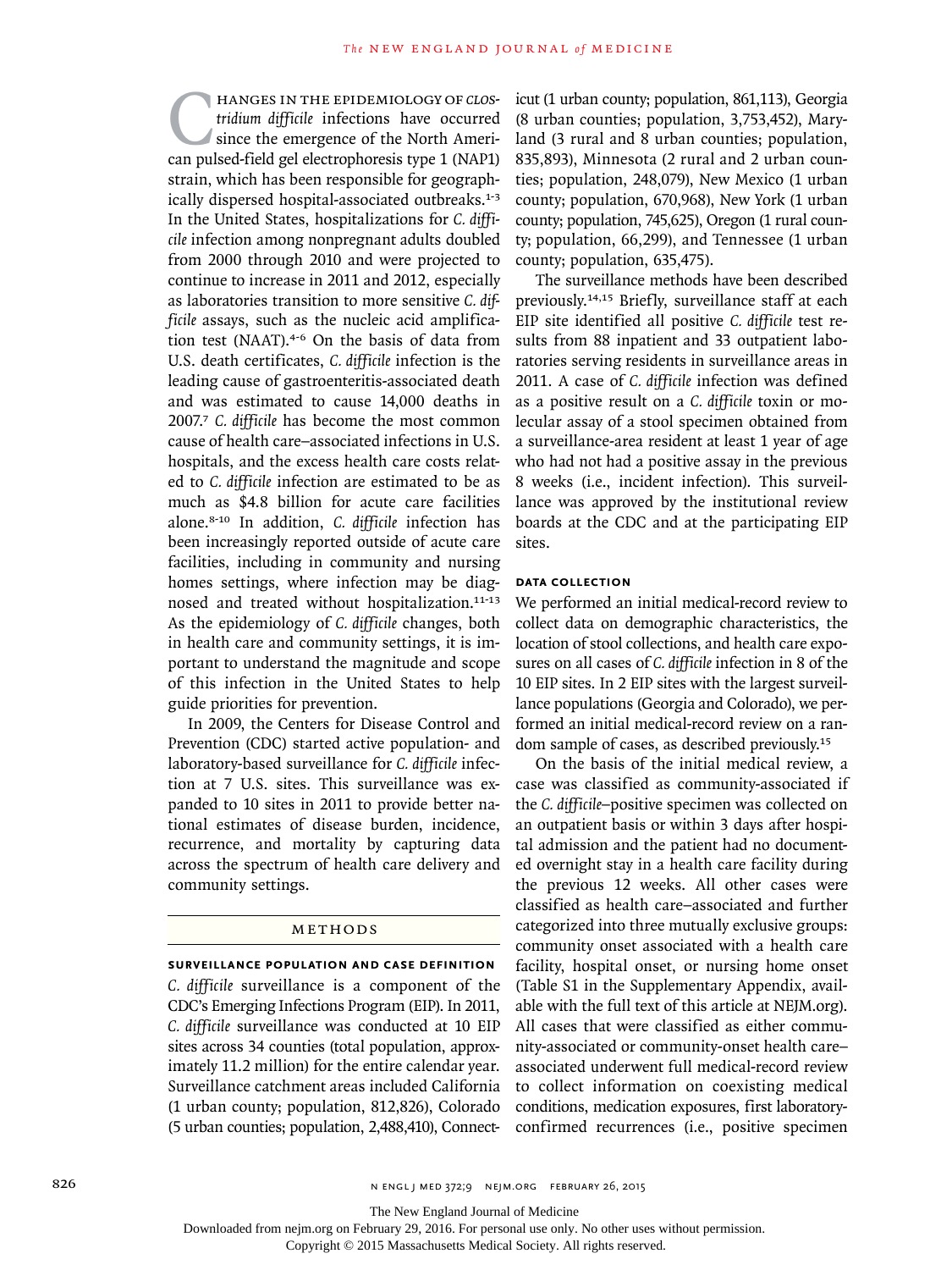Changes in the epidemiology of *Clostridium difficile* infections have occurred since the emergence of the North American pulsed-field gel electrophoresis type 1 (NAP1) strain, which has been responsible for geographically dispersed hospital-associated outbreaks.[1-3] In the United States, hospitalizations for *C. difficile* infection among nonpregnant adults doubled from 2000 through 2010 and were projected to continue to increase in 2011 and 2012, especially as laboratories transition to more sensitive *C. difficile* assays, such as the nucleic acid amplification test (NAAT).[4-6] On the basis of data from U.S. death certificates, *C. difficile* infection is the leading cause of gastroenteritis-associated death and was estimated to cause 14,000 deaths in 2007.[7] *C. difficile* has become the most common cause of health care–associated infections in U.S. hospitals, and the excess health care costs related to *C. difficile* infection are estimated to be as much as $4.8 billion for acute care facilities alone.[8-10] In addition, *C. difficile* infection has been increasingly reported outside of acute care facilities, including in community and nursing homes settings, where infection may be diagnosed and treated without hospitalization.[11-13] As the epidemiology of *C. difficile* changes, both in health care and community settings, it is important to understand the magnitude and scope of this infection in the United States to help guide priorities for prevention.

In 2009, the Centers for Disease Control and Prevention (CDC) started active population- and laboratory-based surveillance for *C. difficile* infection at 7 U.S. sites. This surveillance was expanded to 10 sites in 2011 to provide better national estimates of disease burden, incidence, recurrence, and mortality by capturing data across the spectrum of health care delivery and community settings.

## Methods

### Surveillance Population and Case Definition

*C. difficile* surveillance is a component of the CDC's Emerging Infections Program (EIP). In 2011, *C. difficile* surveillance was conducted at 10 EIP sites across 34 counties (total population, approximately 11.2 million) for the entire calendar year. Surveillance catchment areas included California (1 urban county; population, 812,826), Colorado (5 urban counties; population, 2,488,410), Connecticut (1 urban county; population, 861,113), Georgia (8 urban counties; population, 3,753,452), Maryland (3 rural and 8 urban counties; population, 835,893), Minnesota (2 rural and 2 urban counties; population, 248,079), New Mexico (1 urban county; population, 670,968), New York (1 urban county; population, 745,625), Oregon (1 rural county; population, 66,299), and Tennessee (1 urban county; population, 635,475).

The surveillance methods have been described previously.[14,15] Briefly, surveillance staff at each EIP site identified all positive *C. difficile* test results from 88 inpatient and 33 outpatient laboratories serving residents in surveillance areas in 2011. A case of *C. difficile* infection was defined as a positive result on a *C. difficile* toxin or molecular assay of a stool specimen obtained from a surveillance-area resident at least 1 year of age who had not had a positive assay in the previous 8 weeks (i.e., incident infection). This surveillance was approved by the institutional review boards at the CDC and at the participating EIP sites.

### Data Collection

We performed an initial medical-record review to collect data on demographic characteristics, the location of stool collections, and health care exposures on all cases of *C. difficile* infection in 8 of the 10 EIP sites. In 2 EIP sites with the largest surveillance populations (Georgia and Colorado), we performed an initial medical-record review on a random sample of cases, as described previously.[15]

On the basis of the initial medical review, a case was classified as community-associated if the *C. difficile*–positive specimen was collected on an outpatient basis or within 3 days after hospital admission and the patient had no documented overnight stay in a health care facility during the previous 12 weeks. All other cases were classified as health care–associated and further categorized into three mutually exclusive groups: community onset associated with a health care facility, hospital onset, or nursing home onset (Table S1 in the Supplementary Appendix, available with the full text of this article at NEJM.org). All cases that were classified as either community-associated or community-onset health care–associated underwent full medical-record review to collect information on coexisting medical conditions, medication exposures, first laboratory-confirmed recurrences (i.e., positive specimen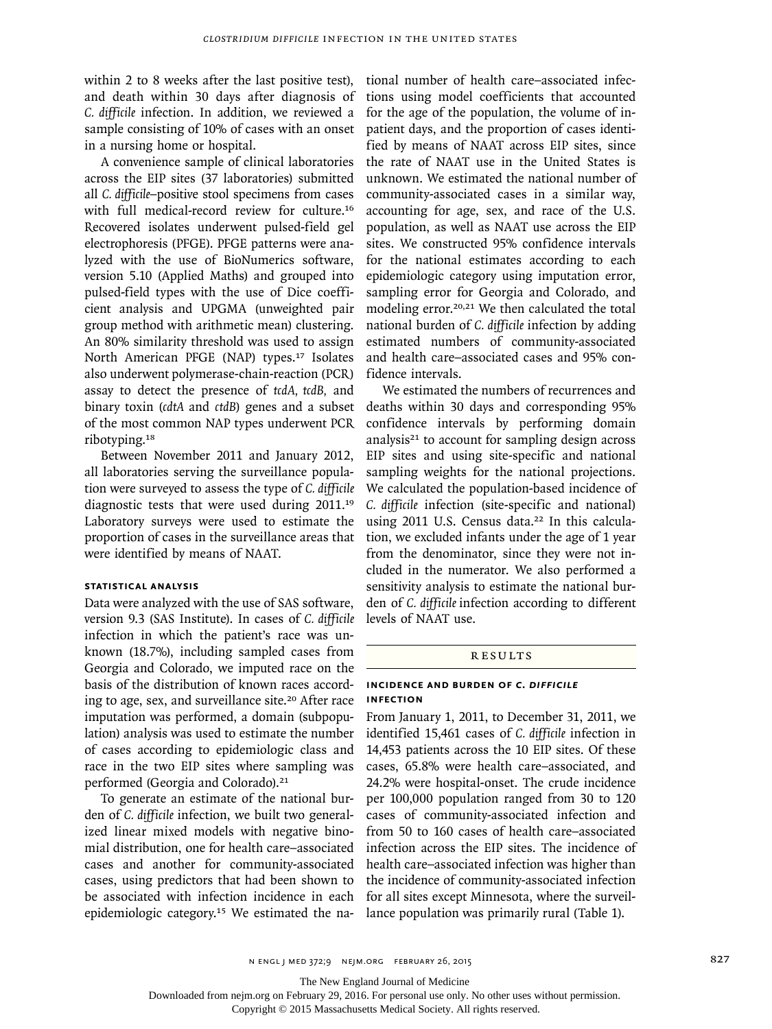within 2 to 8 weeks after the last positive test), and death within 30 days after diagnosis of *C. difficile* infection. In addition, we reviewed a sample consisting of 10% of cases with an onset in a nursing home or hospital.

A convenience sample of clinical laboratories across the EIP sites (37 laboratories) submitted all *C. difficile*–positive stool specimens from cases with full medical-record review for culture.[16] Recovered isolates underwent pulsed-field gel electrophoresis (PFGE). PFGE patterns were analyzed with the use of BioNumerics software, version 5.10 (Applied Maths) and grouped into pulsed-field types with the use of Dice coefficient analysis and UPGMA (unweighted pair group method with arithmetic mean) clustering. An 80% similarity threshold was used to assign North American PFGE (NAP) types.[17] Isolates also underwent polymerase-chain-reaction (PCR) assay to detect the presence of *tcdA*, *tcdB*, and binary toxin (*cdtA* and *ctdB*) genes and a subset of the most common NAP types underwent PCR ribotyping.[18]

Between November 2011 and January 2012, all laboratories serving the surveillance population were surveyed to assess the type of *C. difficile* diagnostic tests that were used during 2011.[19] Laboratory surveys were used to estimate the proportion of cases in the surveillance areas that were identified by means of NAAT.

### STATISTICAL ANALYSIS

Data were analyzed with the use of SAS software, version 9.3 (SAS Institute). In cases of *C. difficile* infection in which the patient's race was unknown (18.7%), including sampled cases from Georgia and Colorado, we imputed race on the basis of the distribution of known races according to age, sex, and surveillance site.[20] After race imputation was performed, a domain (subpopulation) analysis was used to estimate the number of cases according to epidemiologic class and race in the two EIP sites where sampling was performed (Georgia and Colorado).[21]

To generate an estimate of the national burden of *C. difficile* infection, we built two generalized linear mixed models with negative binomial distribution, one for health care–associated cases and another for community-associated cases, using predictors that had been shown to be associated with infection incidence in each epidemiologic category.[15] We estimated the national number of health care–associated infections using model coefficients that accounted for the age of the population, the volume of inpatient days, and the proportion of cases identified by means of NAAT across EIP sites, since the rate of NAAT use in the United States is unknown. We estimated the national number of community-associated cases in a similar way, accounting for age, sex, and race of the U.S. population, as well as NAAT use across the EIP sites. We constructed 95% confidence intervals for the national estimates according to each epidemiologic category using imputation error, sampling error for Georgia and Colorado, and modeling error.[20,21] We then calculated the total national burden of *C. difficile* infection by adding estimated numbers of community-associated and health care–associated cases and 95% confidence intervals.

We estimated the numbers of recurrences and deaths within 30 days and corresponding 95% confidence intervals by performing domain analysis[21] to account for sampling design across EIP sites and using site-specific and national sampling weights for the national projections. We calculated the population-based incidence of *C. difficile* infection (site-specific and national) using 2011 U.S. Census data.[22] In this calculation, we excluded infants under the age of 1 year from the denominator, since they were not included in the numerator. We also performed a sensitivity analysis to estimate the national burden of *C. difficile* infection according to different levels of NAAT use.

## RESULTS

### INCIDENCE AND BURDEN OF *C. DIFFICILE* INFECTION

From January 1, 2011, to December 31, 2011, we identified 15,461 cases of *C. difficile* infection in 14,453 patients across the 10 EIP sites. Of these cases, 65.8% were health care–associated, and 24.2% were hospital-onset. The crude incidence per 100,000 population ranged from 30 to 120 cases of community-associated infection and from 50 to 160 cases of health care–associated infection across the EIP sites. The incidence of health care–associated infection was higher than the incidence of community-associated infection for all sites except Minnesota, where the surveillance population was primarily rural (Table 1).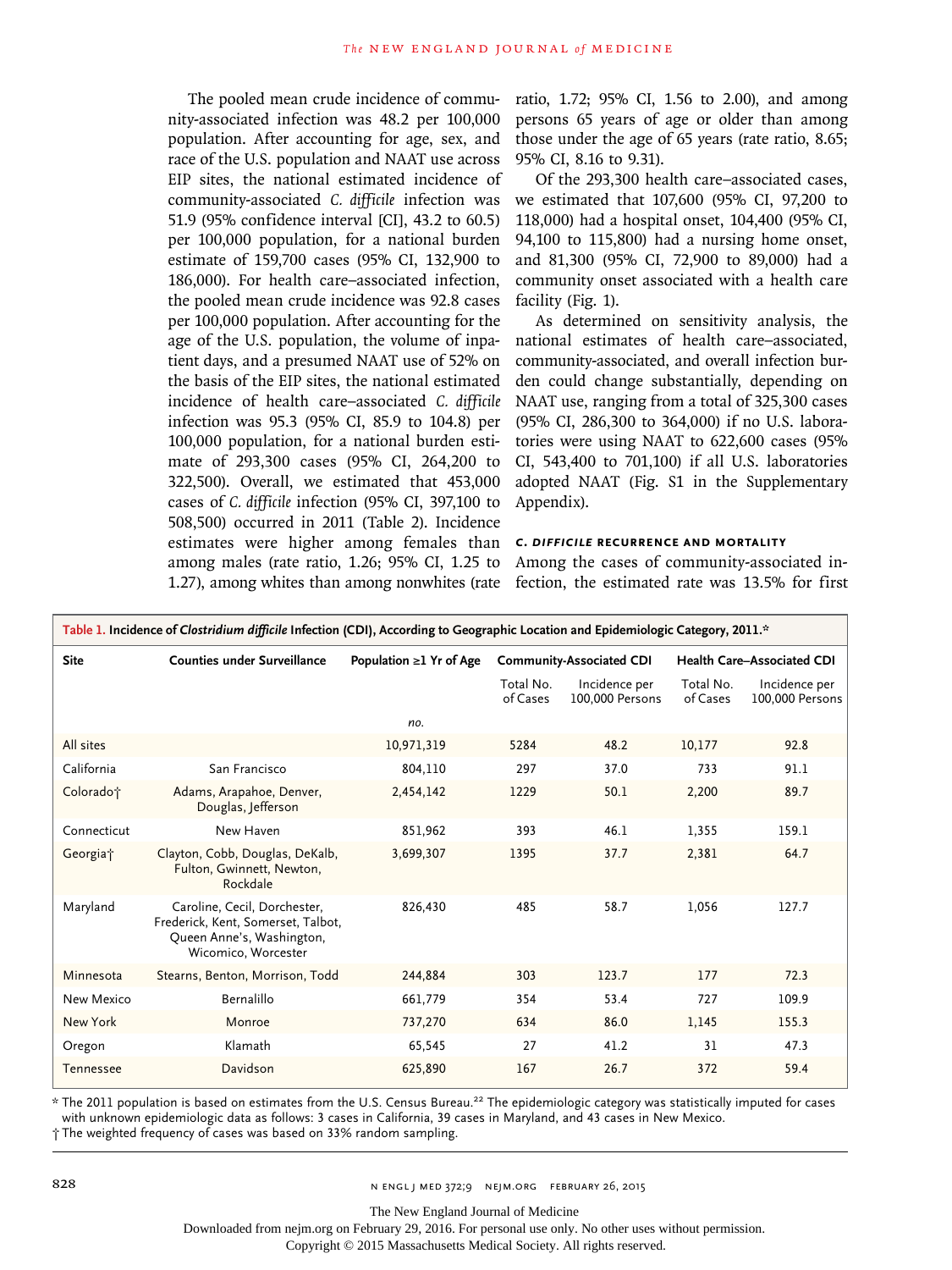The pooled mean crude incidence of community-associated infection was 48.2 per 100,000 population. After accounting for age, sex, and race of the U.S. population and NAAT use across EIP sites, the national estimated incidence of community-associated *C. difficile* infection was 51.9 (95% confidence interval [CI], 43.2 to 60.5) per 100,000 population, for a national burden estimate of 159,700 cases (95% CI, 132,900 to 186,000). For health care–associated infection, the pooled mean crude incidence was 92.8 cases per 100,000 population. After accounting for the age of the U.S. population, the volume of inpatient days, and a presumed NAAT use of 52% on the basis of the EIP sites, the national estimated incidence of health care–associated *C. difficile* infection was 95.3 (95% CI, 85.9 to 104.8) per 100,000 population, for a national burden estimate of 293,300 cases (95% CI, 264,200 to 322,500). Overall, we estimated that 453,000 cases of *C. difficile* infection (95% CI, 397,100 to 508,500) occurred in 2011 (Table 2). Incidence estimates were higher among females than among males (rate ratio, 1.26; 95% CI, 1.25 to 1.27), among whites than among nonwhites (rate ratio, 1.72; 95% CI, 1.56 to 2.00), and among persons 65 years of age or older than among those under the age of 65 years (rate ratio, 8.65; 95% CI, 8.16 to 9.31).

Of the 293,300 health care–associated cases, we estimated that 107,600 (95% CI, 97,200 to 118,000) had a hospital onset, 104,400 (95% CI, 94,100 to 115,800) had a nursing home onset, and 81,300 (95% CI, 72,900 to 89,000) had a community onset associated with a health care facility (Fig. 1).

As determined on sensitivity analysis, the national estimates of health care–associated, community-associated, and overall infection burden could change substantially, depending on NAAT use, ranging from a total of 325,300 cases (95% CI, 286,300 to 364,000) if no U.S. laboratories were using NAAT to 622,600 cases (95% CI, 543,400 to 701,100) if all U.S. laboratories adopted NAAT (Fig. S1 in the Supplementary Appendix).

### *C. difficile* Recurrence and Mortality

Among the cases of community-associated infection, the estimated rate was 13.5% for first

**Table 1. Incidence of *Clostridium difficile* Infection (CDI), According to Geographic Location and Epidemiologic Category, 2011.***

| Site | Counties under Surveillance | Population ≥1 Yr of Age | Community-Associated CDI | | Health Care–Associated CDI | |
|---|---|---|---|---|---|---|
| | | | Total No. of Cases | Incidence per 100,000 Persons | Total No. of Cases | Incidence per 100,000 Persons |
| | | no. | | | | |
| All sites | | 10,971,319 | 5284 | 48.2 | 10,177 | 92.8 |
| California | San Francisco | 804,110 | 297 | 37.0 | 733 | 91.1 |
| Colorado† | Adams, Arapahoe, Denver, Douglas, Jefferson | 2,454,142 | 1229 | 50.1 | 2,200 | 89.7 |
| Connecticut | New Haven | 851,962 | 393 | 46.1 | 1,355 | 159.1 |
| Georgia† | Clayton, Cobb, Douglas, DeKalb, Fulton, Gwinnett, Newton, Rockdale | 3,699,307 | 1395 | 37.7 | 2,381 | 64.7 |
| Maryland | Caroline, Cecil, Dorchester, Frederick, Kent, Somerset, Talbot, Queen Anne's, Washington, Wicomico, Worcester | 826,430 | 485 | 58.7 | 1,056 | 127.7 |
| Minnesota | Stearns, Benton, Morrison, Todd | 244,884 | 303 | 123.7 | 177 | 72.3 |
| New Mexico | Bernalillo | 661,779 | 354 | 53.4 | 727 | 109.9 |
| New York | Monroe | 737,270 | 634 | 86.0 | 1,145 | 155.3 |
| Oregon | Klamath | 65,545 | 27 | 41.2 | 31 | 47.3 |
| Tennessee | Davidson | 625,890 | 167 | 26.7 | 372 | 59.4 |

\* The 2011 population is based on estimates from the U.S. Census Bureau.[22] The epidemiologic category was statistically imputed for cases with unknown epidemiologic data as follows: 3 cases in California, 39 cases in Maryland, and 43 cases in New Mexico.

† The weighted frequency of cases was based on 33% random sampling.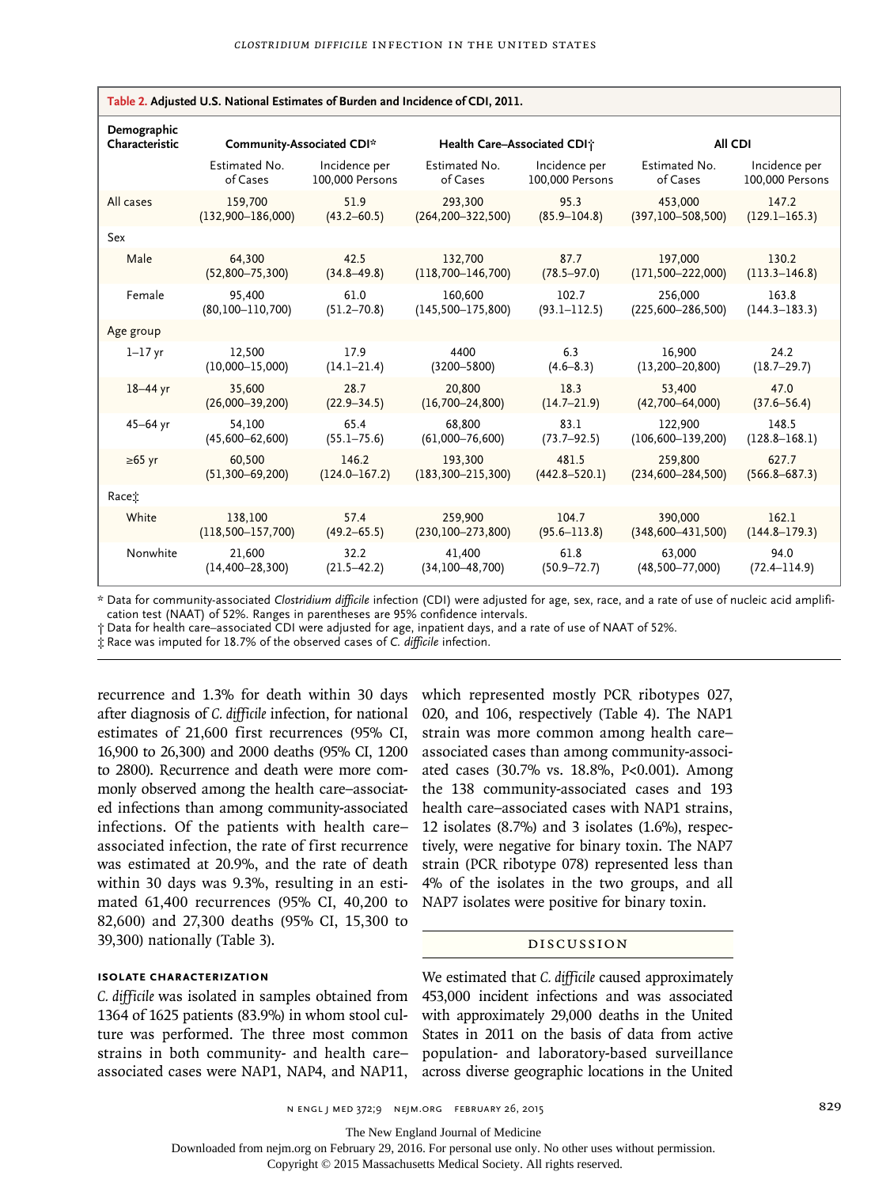**Table 2. Adjusted U.S. National Estimates of Burden and Incidence of CDI, 2011.**

| Demographic Characteristic | Community-Associated CDI* | | Health Care–Associated CDI† | | All CDI | |
|---|---|---|---|---|---|---|
| | Estimated No. of Cases | Incidence per 100,000 Persons | Estimated No. of Cases | Incidence per 100,000 Persons | Estimated No. of Cases | Incidence per 100,000 Persons |
| All cases | 159,700 (132,900–186,000) | 51.9 (43.2–60.5) | 293,300 (264,200–322,500) | 95.3 (85.9–104.8) | 453,000 (397,100–508,500) | 147.2 (129.1–165.3) |
| Sex | | | | | | |
| Male | 64,300 (52,800–75,300) | 42.5 (34.8–49.8) | 132,700 (118,700–146,700) | 87.7 (78.5–97.0) | 197,000 (171,500–222,000) | 130.2 (113.3–146.8) |
| Female | 95,400 (80,100–110,700) | 61.0 (51.2–70.8) | 160,600 (145,500–175,800) | 102.7 (93.1–112.5) | 256,000 (225,600–286,500) | 163.8 (144.3–183.3) |
| Age group | | | | | | |
| 1–17 yr | 12,500 (10,000–15,000) | 17.9 (14.1–21.4) | 4400 (3200–5800) | 6.3 (4.6–8.3) | 16,900 (13,200–20,800) | 24.2 (18.7–29.7) |
| 18–44 yr | 35,600 (26,000–39,200) | 28.7 (22.9–34.5) | 20,800 (16,700–24,800) | 18.3 (14.7–21.9) | 53,400 (42,700–64,000) | 47.0 (37.6–56.4) |
| 45–64 yr | 54,100 (45,600–62,600) | 65.4 (55.1–75.6) | 68,800 (61,000–76,600) | 83.1 (73.7–92.5) | 122,900 (106,600–139,200) | 148.5 (128.8–168.1) |
| ≥65 yr | 60,500 (51,300–69,200) | 146.2 (124.0–167.2) | 193,300 (183,300–215,300) | 481.5 (442.8–520.1) | 259,800 (234,600–284,500) | 627.7 (566.8–687.3) |
| Race‡ | | | | | | |
| White | 138,100 (118,500–157,700) | 57.4 (49.2–65.5) | 259,900 (230,100–273,800) | 104.7 (95.6–113.8) | 390,000 (348,600–431,500) | 162.1 (144.8–179.3) |
| Nonwhite | 21,600 (14,400–28,300) | 32.2 (21.5–42.2) | 41,400 (34,100–48,700) | 61.8 (50.9–72.7) | 63,000 (48,500–77,000) | 94.0 (72.4–114.9) |

\* Data for community-associated *Clostridium difficile* infection (CDI) were adjusted for age, sex, race, and a rate of use of nucleic acid amplification test (NAAT) of 52%. Ranges in parentheses are 95% confidence intervals.

† Data for health care–associated CDI were adjusted for age, inpatient days, and a rate of use of NAAT of 52%.

‡ Race was imputed for 18.7% of the observed cases of *C. difficile* infection.

recurrence and 1.3% for death within 30 days after diagnosis of *C. difficile* infection, for national estimates of 21,600 first recurrences (95% CI, 16,900 to 26,300) and 2000 deaths (95% CI, 1200 to 2800). Recurrence and death were more commonly observed among the health care–associated infections than among community-associated infections. Of the patients with health care–associated infection, the rate of first recurrence was estimated at 20.9%, and the rate of death within 30 days was 9.3%, resulting in an estimated 61,400 recurrences (95% CI, 40,200 to 82,600) and 27,300 deaths (95% CI, 15,300 to 39,300) nationally (Table 3).

### Isolate Characterization

*C. difficile* was isolated in samples obtained from 1364 of 1625 patients (83.9%) in whom stool culture was performed. The three most common strains in both community- and health care–associated cases were NAP1, NAP4, and NAP11, which represented mostly PCR ribotypes 027, 020, and 106, respectively (Table 4). The NAP1 strain was more common among health care–associated cases than among community-associated cases (30.7% vs. 18.8%, P<0.001). Among the 138 community-associated cases and 193 health care–associated cases with NAP1 strains, 12 isolates (8.7%) and 3 isolates (1.6%), respectively, were negative for binary toxin. The NAP7 strain (PCR ribotype 078) represented less than 4% of the isolates in the two groups, and all NAP7 isolates were positive for binary toxin.

## Discussion

We estimated that *C. difficile* caused approximately 453,000 incident infections and was associated with approximately 29,000 deaths in the United States in 2011 on the basis of data from active population- and laboratory-based surveillance across diverse geographic locations in the United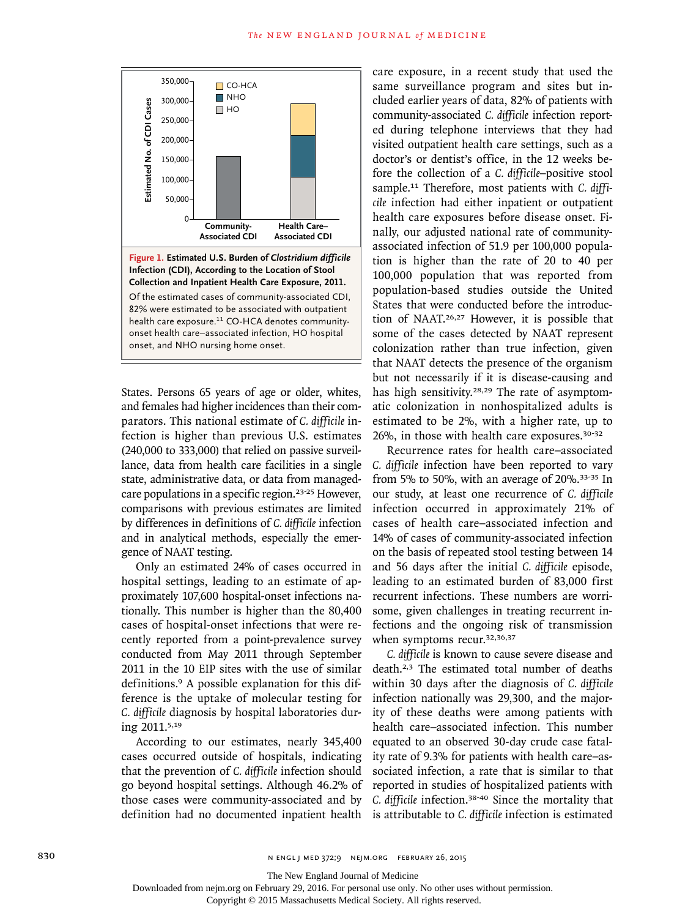**Figure 1. Estimated U.S. Burden of *Clostridium difficile* Infection (CDI), According to the Location of Stool Collection and Inpatient Health Care Exposure, 2011.**

Of the estimated cases of community-associated CDI, 82% were estimated to be associated with outpatient health care exposure.[11] CO-HCA denotes community-onset health care–associated infection, HO hospital onset, and NHO nursing home onset.

States. Persons 65 years of age or older, whites, and females had higher incidences than their comparators. This national estimate of *C. difficile* infection is higher than previous U.S. estimates (240,000 to 333,000) that relied on passive surveillance, data from health care facilities in a single state, administrative data, or data from managed-care populations in a specific region.[23-25] However, comparisons with previous estimates are limited by differences in definitions of *C. difficile* infection and in analytical methods, especially the emergence of NAAT testing.

Only an estimated 24% of cases occurred in hospital settings, leading to an estimate of approximately 107,600 hospital-onset infections nationally. This number is higher than the 80,400 cases of hospital-onset infections that were recently reported from a point-prevalence survey conducted from May 2011 through September 2011 in the 10 EIP sites with the use of similar definitions.[9] A possible explanation for this difference is the uptake of molecular testing for *C. difficile* diagnosis by hospital laboratories during 2011.[5,19]

According to our estimates, nearly 345,400 cases occurred outside of hospitals, indicating that the prevention of *C. difficile* infection should go beyond hospital settings. Although 46.2% of those cases were community-associated and by definition had no documented inpatient health care exposure, in a recent study that used the same surveillance program and sites but included earlier years of data, 82% of patients with community-associated *C. difficile* infection reported during telephone interviews that they had visited outpatient health care settings, such as a doctor's or dentist's office, in the 12 weeks before the collection of a *C. difficile*–positive stool sample.[11] Therefore, most patients with *C. difficile* infection had either inpatient or outpatient health care exposures before disease onset. Finally, our adjusted national rate of community-associated infection of 51.9 per 100,000 population is higher than the rate of 20 to 40 per 100,000 population that was reported from population-based studies outside the United States that were conducted before the introduction of NAAT.[26,27] However, it is possible that some of the cases detected by NAAT represent colonization rather than true infection, given that NAAT detects the presence of the organism but not necessarily if it is disease-causing and has high sensitivity.[28,29] The rate of asymptomatic colonization in nonhospitalized adults is estimated to be 2%, with a higher rate, up to 26%, in those with health care exposures.[30-32]

Recurrence rates for health care–associated *C. difficile* infection have been reported to vary from 5% to 50%, with an average of 20%.[33-35] In our study, at least one recurrence of *C. difficile* infection occurred in approximately 21% of cases of health care–associated infection and 14% of cases of community-associated infection on the basis of repeated stool testing between 14 and 56 days after the initial *C. difficile* episode, leading to an estimated burden of 83,000 first recurrent infections. These numbers are worrisome, given challenges in treating recurrent infections and the ongoing risk of transmission when symptoms recur.[32,36,37]

*C. difficile* is known to cause severe disease and death.[2,3] The estimated total number of deaths within 30 days after the diagnosis of *C. difficile* infection nationally was 29,300, and the majority of these deaths were among patients with health care–associated infection. This number equated to an observed 30-day crude case fatality rate of 9.3% for patients with health care–associated infection, a rate that is similar to that reported in studies of hospitalized patients with *C. difficile* infection.[38-40] Since the mortality that is attributable to *C. difficile* infection is estimated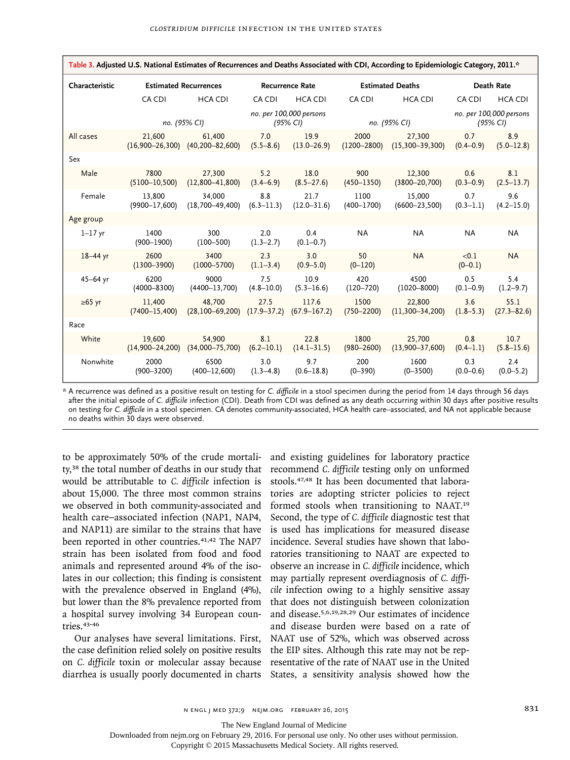**Table 3. Adjusted U.S. National Estimates of Recurrences and Deaths Associated with CDI, According to Epidemiologic Category, 2011.***

| Characteristic | Estimated Recurrences | | Recurrence Rate | | Estimated Deaths | | Death Rate | |
|---|---|---|---|---|---|---|---|---|
| | CA CDI | HCA CDI | CA CDI | HCA CDI | CA CDI | HCA CDI | CA CDI | HCA CDI |
| | no. (95% CI) | | no. per 100,000 persons (95% CI) | | no. (95% CI) | | no. per 100,000 persons (95% CI) | |
| All cases | 21,600 (16,900–26,300) | 61,400 (40,200–82,600) | 7.0 (5.5–8.6) | 19.9 (13.0–26.9) | 2000 (1200–2800) | 27,300 (15,300–39,300) | 0.7 (0.4–0.9) | 8.9 (5.0–12.8) |
| Sex | | | | | | | | |
| Male | 7800 (5100–10,500) | 27,300 (12,800–41,800) | 5.2 (3.4–6.9) | 18.0 (8.5–27.6) | 900 (450–1350) | 12,300 (3800–20,700) | 0.6 (0.3–0.9) | 8.1 (2.5–13.7) |
| Female | 13,800 (9900–17,600) | 34,000 (18,700–49,400) | 8.8 (6.3–11.3) | 21.7 (12.0–31.6) | 1100 (400–1700) | 15,000 (6600–23,500) | 0.7 (0.3–1.1) | 9.6 (4.2–15.0) |
| Age group | | | | | | | | |
| 1–17 yr | 1400 (900–1900) | 300 (100–500) | 2.0 (1.3–2.7) | 0.4 (0.1–0.7) | NA | NA | NA | NA |
| 18–44 yr | 2600 (1300–3900) | 3400 (1000–5700) | 2.3 (1.1–3.4) | 3.0 (0.9–5.0) | 50 (0–120) | NA | <0.1 (0–0.1) | NA |
| 45–64 yr | 6200 (4000–8300) | 9000 (4400–13,700) | 7.5 (4.8–10.0) | 10.9 (5.3–16.6) | 420 (120–720) | 4500 (1020–8000) | 0.5 (0.1–0.9) | 5.4 (1.2–9.7) |
| ≥65 yr | 11,400 (7400–15,400) | 48,700 (28,100–69,200) | 27.5 (17.9–37.2) | 117.6 (67.9–167.2) | 1500 (750–2200) | 22,800 (11,300–34,200) | 3.6 (1.8–5.3) | 55.1 (27.3–82.6) |
| Race | | | | | | | | |
| White | 19,600 (14,900–24,200) | 54,900 (34,000–75,700) | 8.1 (6.2–10.1) | 22.8 (14.1–31.5) | 1800 (980–2600) | 25,700 (13,900–37,600) | 0.8 (0.4–1.1) | 10.7 (5.8–15.6) |
| Nonwhite | 2000 (900–3200) | 6500 (400–12,600) | 3.0 (1.3–4.8) | 9.7 (0.6–18.8) | 200 (0–390) | 1600 (0–3500) | 0.3 (0.0–0.6) | 2.4 (0.0–5.2) |

\* A recurrence was defined as a positive result on testing for *C. difficile* in a stool specimen during the period from 14 days through 56 days after the initial episode of *C. difficile* infection (CDI). Death from CDI was defined as any death occurring within 30 days after positive results on testing for *C. difficile* in a stool specimen. CA denotes community-associated, HCA health care–associated, and NA not applicable because no deaths within 30 days were observed.

to be approximately 50% of the crude mortality,[38] the total number of deaths in our study that would be attributable to *C. difficile* infection is about 15,000. The three most common strains we observed in both community-associated and health care–associated infection (NAP1, NAP4, and NAP11) are similar to the strains that have been reported in other countries.[41,42] The NAP7 strain has been isolated from food and food animals and represented around 4% of the isolates in our collection; this finding is consistent with the prevalence observed in England (4%), but lower than the 8% prevalence reported from a hospital survey involving 34 European countries.[43-46]

Our analyses have several limitations. First, the case definition relied solely on positive results on *C. difficile* toxin or molecular assay because diarrhea is usually poorly documented in charts and existing guidelines for laboratory practice recommend *C. difficile* testing only on unformed stools.[47,48] It has been documented that laboratories are adopting stricter policies to reject formed stools when transitioning to NAAT.[19] Second, the type of *C. difficile* diagnostic test that is used has implications for measured disease incidence. Several studies have shown that laboratories transitioning to NAAT are expected to observe an increase in *C. difficile* incidence, which may partially represent overdiagnosis of *C. difficile* infection owing to a highly sensitive assay that does not distinguish between colonization and disease.[5,6,19,28,29] Our estimates of incidence and disease burden were based on a rate of NAAT use of 52%, which was observed across the EIP sites. Although this rate may not be representative of the rate of NAAT use in the United States, a sensitivity analysis showed how the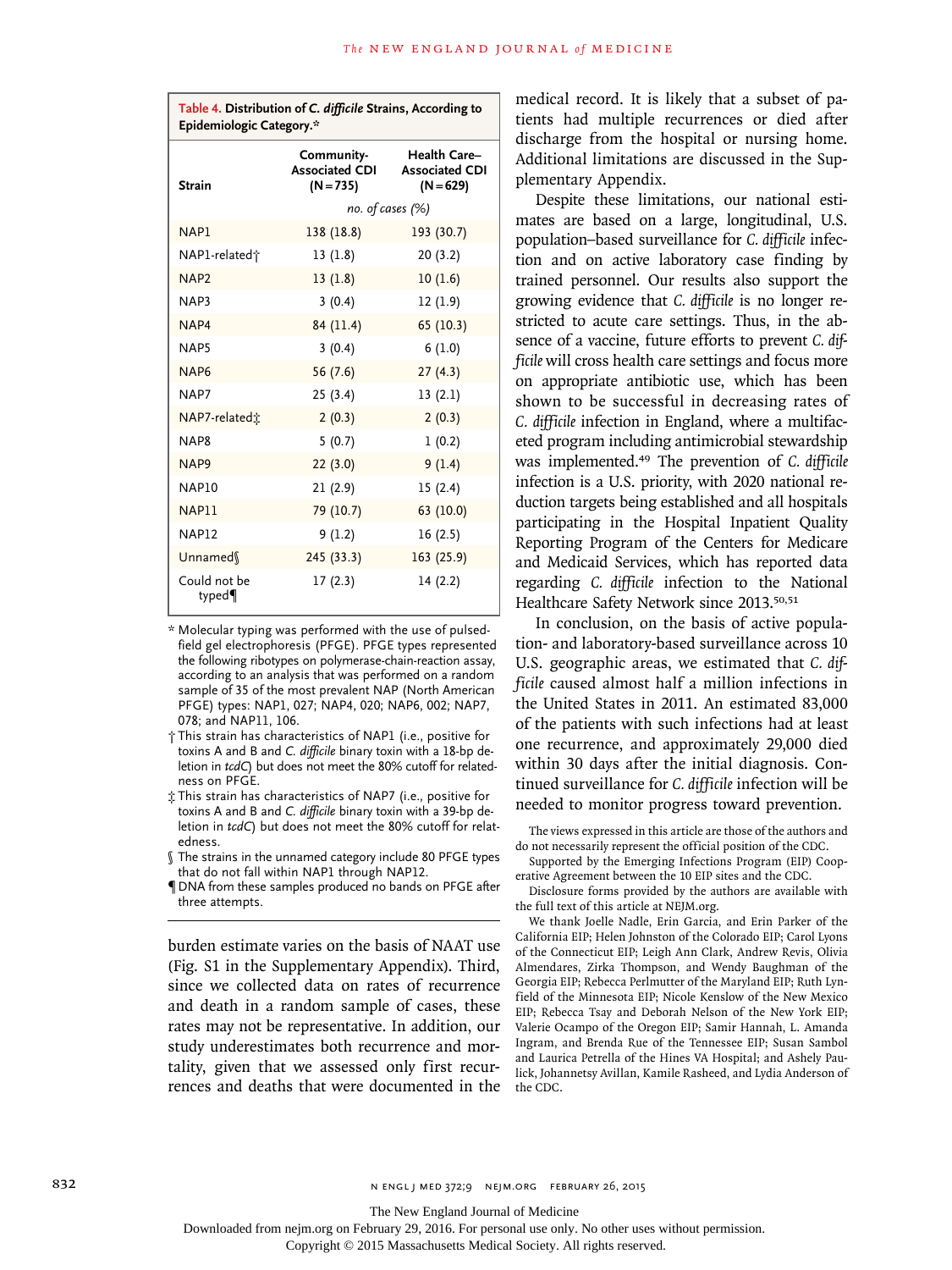**Table 4. Distribution of *C. difficile* Strains, According to Epidemiologic Category.***

| Strain | Community-Associated CDI (N=735) | Health Care–Associated CDI (N=629) |
|---|---|---|
| | *no. of cases (%)* | |
| NAP1 | 138 (18.8) | 193 (30.7) |
| NAP1-related† | 13 (1.8) | 20 (3.2) |
| NAP2 | 13 (1.8) | 10 (1.6) |
| NAP3 | 3 (0.4) | 12 (1.9) |
| NAP4 | 84 (11.4) | 65 (10.3) |
| NAP5 | 3 (0.4) | 6 (1.0) |
| NAP6 | 56 (7.6) | 27 (4.3) |
| NAP7 | 25 (3.4) | 13 (2.1) |
| NAP7-related‡ | 2 (0.3) | 2 (0.3) |
| NAP8 | 5 (0.7) | 1 (0.2) |
| NAP9 | 22 (3.0) | 9 (1.4) |
| NAP10 | 21 (2.9) | 15 (2.4) |
| NAP11 | 79 (10.7) | 63 (10.0) |
| NAP12 | 9 (1.2) | 16 (2.5) |
| Unnamed§ | 245 (33.3) | 163 (25.9) |
| Could not be typed¶ | 17 (2.3) | 14 (2.2) |

\* Molecular typing was performed with the use of pulsed-field gel electrophoresis (PFGE). PFGE types represented the following ribotypes on polymerase-chain-reaction assay, according to an analysis that was performed on a random sample of 35 of the most prevalent NAP (North American PFGE) types: NAP1, 027; NAP4, 020; NAP6, 002; NAP7, 078; and NAP11, 106.

† This strain has characteristics of NAP1 (i.e., positive for toxins A and B and *C. difficile* binary toxin with a 18-bp deletion in *tcdC*) but does not meet the 80% cutoff for relatedness on PFGE.

‡ This strain has characteristics of NAP7 (i.e., positive for toxins A and B and *C. difficile* binary toxin with a 39-bp deletion in *tcdC*) but does not meet the 80% cutoff for relatedness.

§ The strains in the unnamed category include 80 PFGE types that do not fall within NAP1 through NAP12.

¶ DNA from these samples produced no bands on PFGE after three attempts.

burden estimate varies on the basis of NAAT use (Fig. S1 in the Supplementary Appendix). Third, since we collected data on rates of recurrence and death in a random sample of cases, these rates may not be representative. In addition, our study underestimates both recurrence and mortality, given that we assessed only first recurrences and deaths that were documented in the medical record. It is likely that a subset of patients had multiple recurrences or died after discharge from the hospital or nursing home. Additional limitations are discussed in the Supplementary Appendix.

Despite these limitations, our national estimates are based on a large, longitudinal, U.S. population–based surveillance for *C. difficile* infection and on active laboratory case finding by trained personnel. Our results also support the growing evidence that *C. difficile* is no longer restricted to acute care settings. Thus, in the absence of a vaccine, future efforts to prevent *C. difficile* will cross health care settings and focus more on appropriate antibiotic use, which has been shown to be successful in decreasing rates of *C. difficile* infection in England, where a multifaceted program including antimicrobial stewardship was implemented.[49] The prevention of *C. difficile* infection is a U.S. priority, with 2020 national reduction targets being established and all hospitals participating in the Hospital Inpatient Quality Reporting Program of the Centers for Medicare and Medicaid Services, which has reported data regarding *C. difficile* infection to the National Healthcare Safety Network since 2013.[50,51]

In conclusion, on the basis of active population- and laboratory-based surveillance across 10 U.S. geographic areas, we estimated that *C. difficile* caused almost half a million infections in the United States in 2011. An estimated 83,000 of the patients with such infections had at least one recurrence, and approximately 29,000 died within 30 days after the initial diagnosis. Continued surveillance for *C. difficile* infection will be needed to monitor progress toward prevention.

The views expressed in this article are those of the authors and do not necessarily represent the official position of the CDC.

Supported by the Emerging Infections Program (EIP) Cooperative Agreement between the 10 EIP sites and the CDC.

Disclosure forms provided by the authors are available with the full text of this article at NEJM.org.

We thank Joelle Nadle, Erin Garcia, and Erin Parker of the California EIP; Helen Johnston of the Colorado EIP; Carol Lyons of the Connecticut EIP; Leigh Ann Clark, Andrew Revis, Olivia Almendares, Zirka Thompson, and Wendy Baughman of the Georgia EIP; Rebecca Perlmutter of the Maryland EIP; Ruth Lynfield of the Minnesota EIP; Nicole Kenslow of the New Mexico EIP; Rebecca Tsay and Deborah Nelson of the New York EIP; Valerie Ocampo of the Oregon EIP; Samir Hannah, L. Amanda Ingram, and Brenda Rue of the Tennessee EIP; Susan Sambol and Laurica Petrella of the Hines VA Hospital; and Ashely Paulick, Johannetsy Avillan, Kamile Rasheed, and Lydia Anderson of the CDC.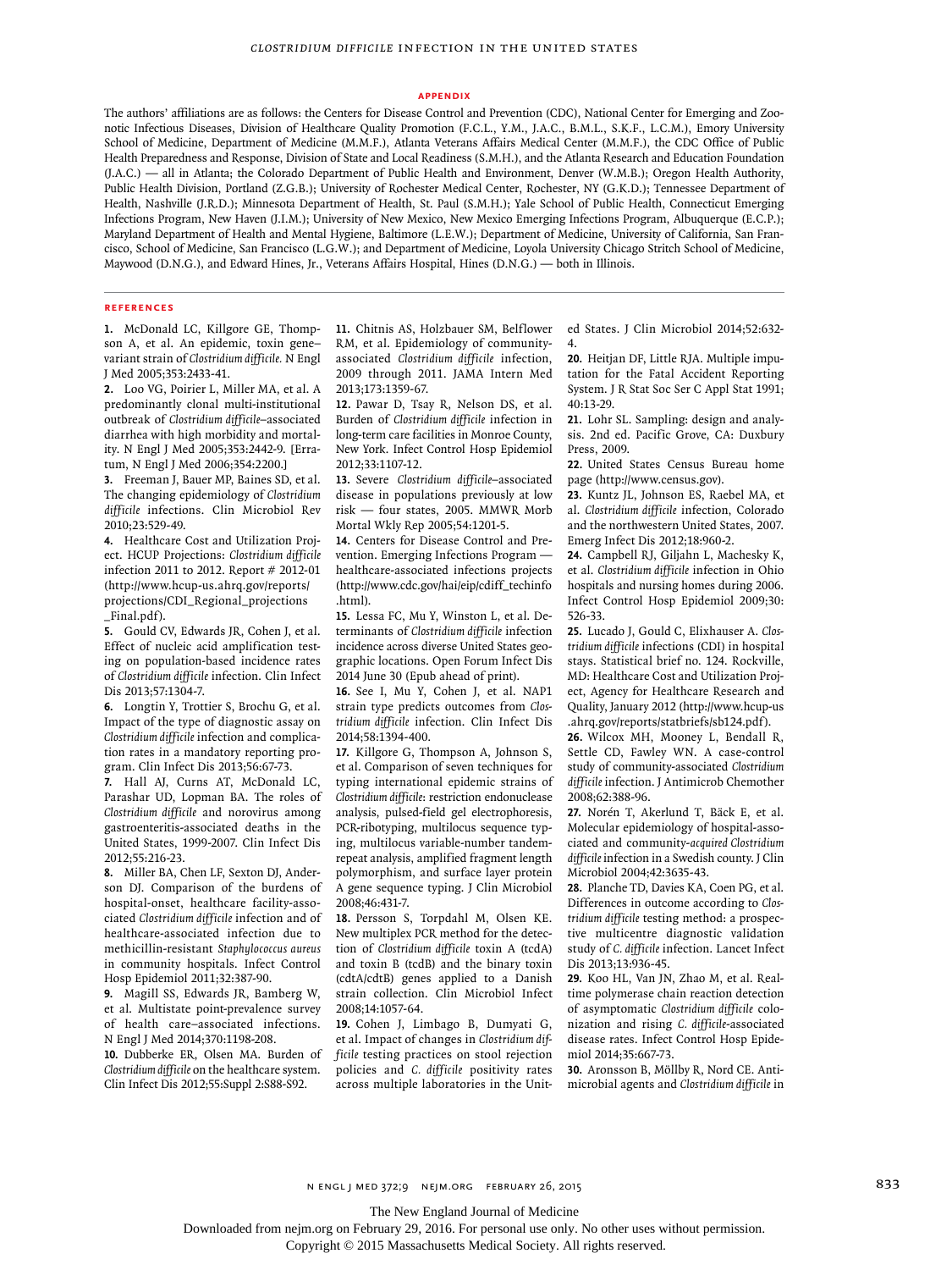## APPENDIX

The authors' affiliations are as follows: the Centers for Disease Control and Prevention (CDC), National Center for Emerging and Zoonotic Infectious Diseases, Division of Healthcare Quality Promotion (F.C.L., Y.M., J.A.C., B.M.L., S.K.F., L.C.M.), Emory University School of Medicine, Department of Medicine (M.M.F.), Atlanta Veterans Affairs Medical Center (M.M.F.), the CDC Office of Public Health Preparedness and Response, Division of State and Local Readiness (S.M.H.), and the Atlanta Research and Education Foundation (J.A.C.) — all in Atlanta; the Colorado Department of Public Health and Environment, Denver (W.M.B.); Oregon Health Authority, Public Health Division, Portland (Z.G.B.); University of Rochester Medical Center, Rochester, NY (G.K.D.); Tennessee Department of Health, Nashville (J.R.D.); Minnesota Department of Health, St. Paul (S.M.H.); Yale School of Public Health, Connecticut Emerging Infections Program, New Haven (J.I.M.); University of New Mexico, New Mexico Emerging Infections Program, Albuquerque (E.C.P.); Maryland Department of Health and Mental Hygiene, Baltimore (L.E.W.); Department of Medicine, University of California, San Francisco, School of Medicine, San Francisco (L.G.W.); and Department of Medicine, Loyola University Chicago Stritch School of Medicine, Maywood (D.N.G.), and Edward Hines, Jr., Veterans Affairs Hospital, Hines (D.N.G.) — both in Illinois.

## REFERENCES

1. McDonald LC, Killgore GE, Thompson A, et al. An epidemic, toxin gene–variant strain of *Clostridium difficile.* N Engl J Med 2005;353:2433-41.
2. Loo VG, Poirier L, Miller MA, et al. A predominantly clonal multi-institutional outbreak of *Clostridium difficile*–associated diarrhea with high morbidity and mortality. N Engl J Med 2005;353:2442-9. [Erratum, N Engl J Med 2006;354:2200.]
3. Freeman J, Bauer MP, Baines SD, et al. The changing epidemiology of *Clostridium difficile* infections. Clin Microbiol Rev 2010;23:529-49.
4. Healthcare Cost and Utilization Project. HCUP Projections: *Clostridium difficile* infection 2011 to 2012. Report # 2012-01 (http://www.hcup-us.ahrq.gov/reports/projections/CDI_Regional_projections_Final.pdf).
5. Gould CV, Edwards JR, Cohen J, et al. Effect of nucleic acid amplification testing on population-based incidence rates of *Clostridium difficile* infection. Clin Infect Dis 2013;57:1304-7.
6. Longtin Y, Trottier S, Brochu G, et al. Impact of the type of diagnostic assay on *Clostridium difficile* infection and complication rates in a mandatory reporting program. Clin Infect Dis 2013;56:67-73.
7. Hall AJ, Curns AT, McDonald LC, Parashar UD, Lopman BA. The roles of *Clostridium difficile* and norovirus among gastroenteritis-associated deaths in the United States, 1999-2007. Clin Infect Dis 2012;55:216-23.
8. Miller BA, Chen LF, Sexton DJ, Anderson DJ. Comparison of the burdens of hospital-onset, healthcare facility-associated *Clostridium difficile* infection and of healthcare-associated infection due to methicillin-resistant *Staphylococcus aureus* in community hospitals. Infect Control Hosp Epidemiol 2011;32:387-90.
9. Magill SS, Edwards JR, Bamberg W, et al. Multistate point-prevalence survey of health care–associated infections. N Engl J Med 2014;370:1198-208.
10. Dubberke ER, Olsen MA. Burden of *Clostridium difficile* on the healthcare system. Clin Infect Dis 2012;55:Suppl 2:S88-S92.
11. Chitnis AS, Holzbauer SM, Belflower RM, et al. Epidemiology of community-associated *Clostridium difficile* infection, 2009 through 2011. JAMA Intern Med 2013;173:1359-67.
12. Pawar D, Tsay R, Nelson DS, et al. Burden of *Clostridium difficile* infection in long-term care facilities in Monroe County, New York. Infect Control Hosp Epidemiol 2012;33:1107-12.
13. Severe *Clostridium difficile*–associated disease in populations previously at low risk — four states, 2005. MMWR Morb Mortal Wkly Rep 2005;54:1201-5.
14. Centers for Disease Control and Prevention. Emerging Infections Program — healthcare-associated infections projects (http://www.cdc.gov/hai/eip/cdiff_techinfo.html).
15. Lessa FC, Mu Y, Winston L, et al. Determinants of *Clostridium difficile* infection incidence across diverse United States geographic locations. Open Forum Infect Dis 2014 June 30 (Epub ahead of print).
16. See I, Mu Y, Cohen J, et al. NAP1 strain type predicts outcomes from *Clostridium difficile* infection. Clin Infect Dis 2014;58:1394-400.
17. Killgore G, Thompson A, Johnson S, et al. Comparison of seven techniques for typing international epidemic strains of *Clostridium difficile*: restriction endonuclease analysis, pulsed-field gel electrophoresis, PCR-ribotyping, multilocus sequence typing, multilocus variable-number tandem-repeat analysis, amplified fragment length polymorphism, and surface layer protein A gene sequence typing. J Clin Microbiol 2008;46:431-7.
18. Persson S, Torpdahl M, Olsen KE. New multiplex PCR method for the detection of *Clostridium difficile* toxin A (tcdA) and toxin B (tcdB) and the binary toxin (cdtA/cdtB) genes applied to a Danish strain collection. Clin Microbiol Infect 2008;14:1057-64.
19. Cohen J, Limbago B, Dumyati G, et al. Impact of changes in *Clostridium difficile* testing practices on stool rejection policies and *C. difficile* positivity rates across multiple laboratories in the United States. J Clin Microbiol 2014;52:632-4.
20. Heitjan DF, Little RJA. Multiple imputation for the Fatal Accident Reporting System. J R Stat Soc Ser C Appl Stat 1991;40:13-29.
21. Lohr SL. Sampling: design and analysis. 2nd ed. Pacific Grove, CA: Duxbury Press, 2009.
22. United States Census Bureau home page (http://www.census.gov).
23. Kuntz JL, Johnson ES, Raebel MA, et al. *Clostridium difficile* infection, Colorado and the northwestern United States, 2007. Emerg Infect Dis 2012;18:960-2.
24. Campbell RJ, Giljahn L, Machesky K, et al. *Clostridium difficile* infection in Ohio hospitals and nursing homes during 2006. Infect Control Hosp Epidemiol 2009;30:526-33.
25. Lucado J, Gould C, Elixhauser A. *Clostridium difficile* infections (CDI) in hospital stays. Statistical brief no. 124. Rockville, MD: Healthcare Cost and Utilization Project, Agency for Healthcare Research and Quality, January 2012 (http://www.hcup-us.ahrq.gov/reports/statbriefs/sb124.pdf).
26. Wilcox MH, Mooney L, Bendall R, Settle CD, Fawley WN. A case-control study of community-associated *Clostridium difficile* infection. J Antimicrob Chemother 2008;62:388-96.
27. Norén T, Akerlund T, Bäck E, et al. Molecular epidemiology of hospital-associated and community-*acquired Clostridium difficile* infection in a Swedish county. J Clin Microbiol 2004;42:3635-43.
28. Planche TD, Davies KA, Coen PG, et al. Differences in outcome according to *Clostridium difficile* testing method: a prospective multicentre diagnostic validation study of *C. difficile* infection. Lancet Infect Dis 2013;13:936-45.
29. Koo HL, Van JN, Zhao M, et al. Real-time polymerase chain reaction detection of asymptomatic *Clostridium difficile* colonization and rising *C. difficile*-associated disease rates. Infect Control Hosp Epidemiol 2014;35:667-73.
30. Aronsson B, Möllby R, Nord CE. Antimicrobial agents and *Clostridium difficile* in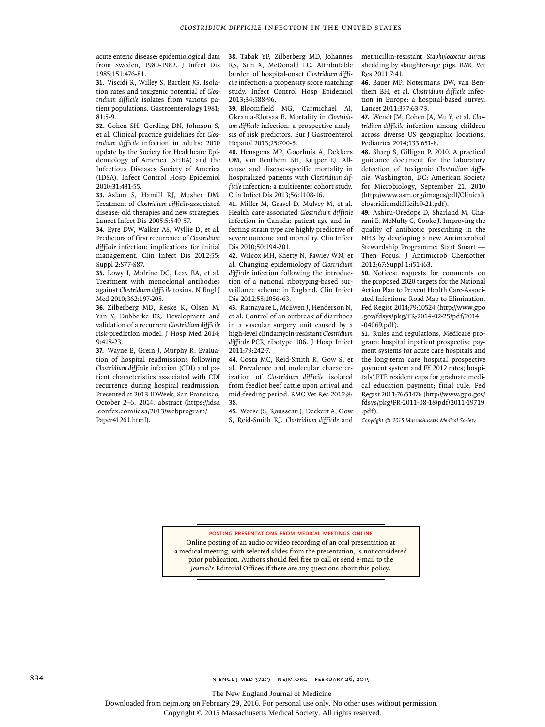acute enteric disease: epidemiological data from Sweden, 1980-1982. J Infect Dis 1985;151:476-81.

**31.** Viscidi R, Willey S, Bartlett JG. Isolation rates and toxigenic potential of *Clostridium difficile* isolates from various patient populations. Gastroenterology 1981; 81:5-9.

**32.** Cohen SH, Gerding DN, Johnson S, et al. Clinical practice guidelines for *Clostridium difficile* infection in adults: 2010 update by the Society for Healthcare Epidemiology of America (SHEA) and the Infectious Diseases Society of America (IDSA). Infect Control Hosp Epidemiol 2010;31:431-55.

**33.** Aslam S, Hamill RJ, Musher DM. Treatment of *Clostridium difficile*-associated disease: old therapies and new strategies. Lancet Infect Dis 2005;5:549-57.

**34.** Eyre DW, Walker AS, Wyllie D, et al. Predictors of first recurrence of *Clostridium difficile* infection: implications for initial management. Clin Infect Dis 2012;55: Suppl 2:S77-S87.

**35.** Lowy I, Molrine DC, Leav BA, et al. Treatment with monoclonal antibodies against *Clostridium difficile* toxins. N Engl J Med 2010;362:197-205.

**36.** Zilberberg MD, Reske K, Olsen M, Yan Y, Dubberke ER. Development and validation of a recurrent *Clostridium difficile* risk-prediction model. J Hosp Med 2014; 9:418-23.

**37.** Wayne E, Grein J, Murphy R. Evaluation of hospital readmissions following *Clostridium difficile* infection (CDI) and patient characteristics associated with CDI recurrence during hospital readmission. Presented at 2013 IDWeek, San Francisco, October 2–6, 2014. abstract (https://idsa.confex.com/idsa/2013/webprogram/Paper41261.html).

**38.** Tabak YP, Zilberberg MD, Johannes RS, Sun X, McDonald LC. Attributable burden of hospital-onset *Clostridium difficile* infection: a propensity score matching study. Infect Control Hosp Epidemiol 2013;34:588-96.

**39.** Bloomfield MG, Carmichael AJ, Gkrania-Klotsas E. Mortality in *Clostridium difficile* infection: a prospective analysis of risk predictors. Eur J Gastroenterol Hepatol 2013;25:700-5.

**40.** Hensgens MP, Goorhuis A, Dekkers OM, van Benthem BH, Kuijper EJ. All-cause and disease-specific mortality in hospitalized patients with *Clostridium difficile* infection: a multicenter cohort study. Clin Infect Dis 2013;56:1108-16.

**41.** Miller M, Gravel D, Mulvey M, et al. Health care-associated *Clostridium difficile* infection in Canada: patient age and infecting strain type are highly predictive of severe outcome and mortality. Clin Infect Dis 2010;50:194-201.

**42.** Wilcox MH, Shetty N, Fawley WN, et al. Changing epidemiology of *Clostridium difficile* infection following the introduction of a national ribotyping-based surveillance scheme in England. Clin Infect Dis 2012;55:1056-63.

**43.** Ratnayake L, McEwen J, Henderson N, et al. Control of an outbreak of diarrhoea in a vascular surgery unit caused by a high-level clindamycin-resistant *Clostridium difficile* PCR ribotype 106. J Hosp Infect 2011;79:242-7.

**44.** Costa MC, Reid-Smith R, Gow S, et al. Prevalence and molecular characterization of *Clostridium difficile* isolated from feedlot beef cattle upon arrival and mid-feeding period. BMC Vet Res 2012;8: 38.

**45.** Weese JS, Rousseau J, Deckert A, Gow S, Reid-Smith RJ. *Clostridium difficile* and methicillin-resistant *Staphylococcus aureus* shedding by slaughter-age pigs. BMC Vet Res 2011;7:41.

**46.** Bauer MP, Notermans DW, van Benthem BH, et al. *Clostridium difficile* infection in Europe: a hospital-based survey. Lancet 2011;377:63-73.

**47.** Wendt JM, Cohen JA, Mu Y, et al. *Clostridium difficile* infection among children across diverse US geographic locations. Pediatrics 2014;133:651-8.

**48.** Sharp S, Gilligan P. 2010. A practical guidance document for the laboratory detection of toxigenic *Clostridium difficile*. Washington, DC: American Society for Microbiology, September 21, 2010 (http://www.asm.org/images/pdf/Clinical/clostridiumdifficile9-21.pdf).

**49.** Ashiru-Oredope D, Sharland M, Charani E, McNulty C, Cooke J. Improving the quality of antibiotic prescribing in the NHS by developing a new Antimicrobial Stewardship Programme: Start Smart — Then Focus. J Antimicrob Chemother 2012;67:Suppl 1:i51-i63.

**50.** Notices: requests for comments on the proposed 2020 targets for the National Action Plan to Prevent Health Care-Associated Infections: Road Map to Elimination. Fed Regist 2014;79:10524 (http://www.gpo.gov/fdsys/pkg/FR-2014-02-25/pdf/2014-04069.pdf).

**51.** Rules and regulations, Medicare program: hospital inpatient prospective payment systems for acute care hospitals and the long-term care hospital prospective payment system and FY 2012 rates; hospitals' FTE resident caps for graduate medical education payment; final rule. Fed Regist 2011;76:51476 (http://www.gpo.gov/fdsys/pkg/FR-2011-08-18/pdf/2011-19719.pdf).

*Copyright © 2015 Massachusetts Medical Society.*

### POSTING PRESENTATIONS FROM MEDICAL MEETINGS ONLINE

Online posting of an audio or video recording of an oral presentation at a medical meeting, with selected slides from the presentation, is not considered prior publication. Authors should feel free to call or send e-mail to the *Journal*'s Editorial Offices if there are any questions about this policy.